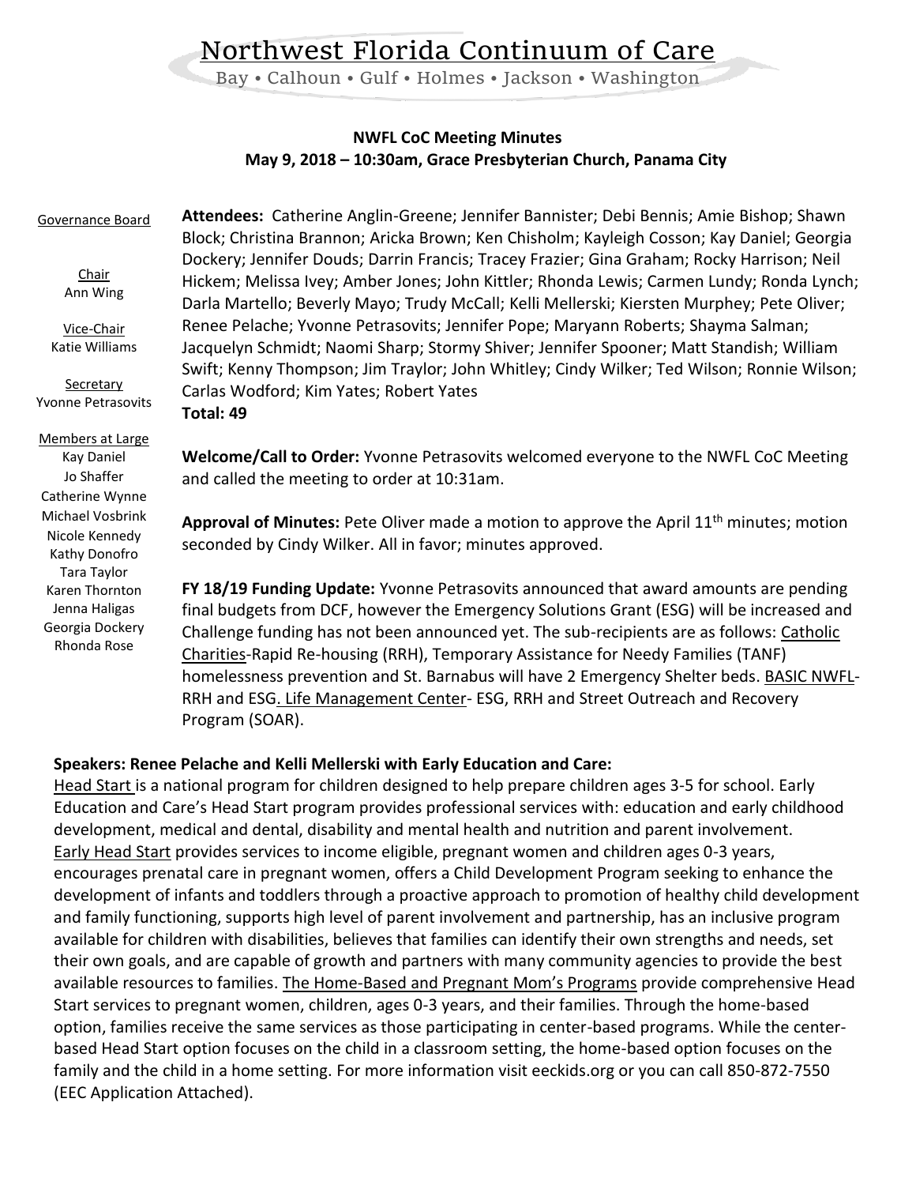# Northwest Florida Continuum of Care

Bay • Calhoun • Gulf • Holmes • Jackson • Washington

**NWFL CoC Meeting Minutes**
**May 9, 2018 – 10:30am, Grace Presbyterian Church, Panama City**

Governance Board

Chair
Ann Wing

Vice-Chair
Katie Williams

Secretary
Yvonne Petrasovits

Members at Large
Kay Daniel
Jo Shaffer
Catherine Wynne
Michael Vosbrink
Nicole Kennedy
Kathy Donofro
Tara Taylor
Karen Thornton
Jenna Haligas
Georgia Dockery
Rhonda Rose

**Attendees:** Catherine Anglin-Greene; Jennifer Bannister; Debi Bennis; Amie Bishop; Shawn Block; Christina Brannon; Aricka Brown; Ken Chisholm; Kayleigh Cosson; Kay Daniel; Georgia Dockery; Jennifer Douds; Darrin Francis; Tracey Frazier; Gina Graham; Rocky Harrison; Neil Hickem; Melissa Ivey; Amber Jones; John Kittler; Rhonda Lewis; Carmen Lundy; Ronda Lynch; Darla Martello; Beverly Mayo; Trudy McCall; Kelli Mellerski; Kiersten Murphey; Pete Oliver; Renee Pelache; Yvonne Petrasovits; Jennifer Pope; Maryann Roberts; Shayma Salman; Jacquelyn Schmidt; Naomi Sharp; Stormy Shiver; Jennifer Spooner; Matt Standish; William Swift; Kenny Thompson; Jim Traylor; John Whitley; Cindy Wilker; Ted Wilson; Ronnie Wilson; Carlas Wodford; Kim Yates; Robert Yates
**Total: 49**

**Welcome/Call to Order:** Yvonne Petrasovits welcomed everyone to the NWFL CoC Meeting and called the meeting to order at 10:31am.

**Approval of Minutes:** Pete Oliver made a motion to approve the April 11th minutes; motion seconded by Cindy Wilker. All in favor; minutes approved.

**FY 18/19 Funding Update:** Yvonne Petrasovits announced that award amounts are pending final budgets from DCF, however the Emergency Solutions Grant (ESG) will be increased and Challenge funding has not been announced yet. The sub-recipients are as follows: Catholic Charities-Rapid Re-housing (RRH), Temporary Assistance for Needy Families (TANF) homelessness prevention and St. Barnabus will have 2 Emergency Shelter beds. BASIC NWFL-RRH and ESG. Life Management Center- ESG, RRH and Street Outreach and Recovery Program (SOAR).

**Speakers: Renee Pelache and Kelli Mellerski with Early Education and Care:**
Head Start is a national program for children designed to help prepare children ages 3-5 for school. Early Education and Care's Head Start program provides professional services with: education and early childhood development, medical and dental, disability and mental health and nutrition and parent involvement. Early Head Start provides services to income eligible, pregnant women and children ages 0-3 years, encourages prenatal care in pregnant women, offers a Child Development Program seeking to enhance the development of infants and toddlers through a proactive approach to promotion of healthy child development and family functioning, supports high level of parent involvement and partnership, has an inclusive program available for children with disabilities, believes that families can identify their own strengths and needs, set their own goals, and are capable of growth and partners with many community agencies to provide the best available resources to families. The Home-Based and Pregnant Mom's Programs provide comprehensive Head Start services to pregnant women, children, ages 0-3 years, and their families. Through the home-based option, families receive the same services as those participating in center-based programs. While the center-based Head Start option focuses on the child in a classroom setting, the home-based option focuses on the family and the child in a home setting. For more information visit eeckids.org or you can call 850-872-7550 (EEC Application Attached).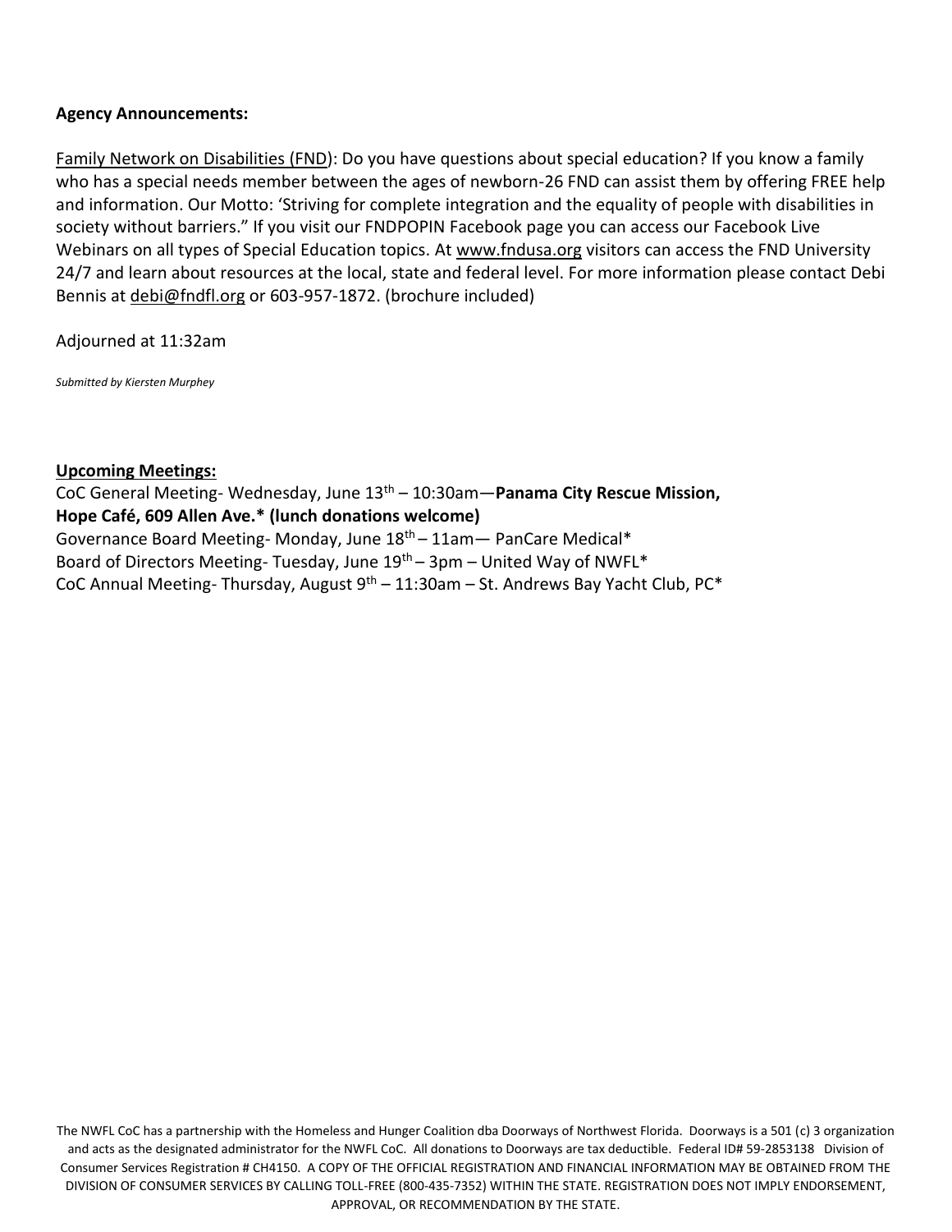**Agency Announcements:**

Family Network on Disabilities (FND): Do you have questions about special education? If you know a family who has a special needs member between the ages of newborn-26 FND can assist them by offering FREE help and information. Our Motto: 'Striving for complete integration and the equality of people with disabilities in society without barriers." If you visit our FNDPOPIN Facebook page you can access our Facebook Live Webinars on all types of Special Education topics. At www.fndusa.org visitors can access the FND University 24/7 and learn about resources at the local, state and federal level. For more information please contact Debi Bennis at debi@fndfl.org or 603-957-1872. (brochure included)

Adjourned at 11:32am

*Submitted by Kiersten Murphey*

**Upcoming Meetings:**

CoC General Meeting- Wednesday, June 13th – 10:30am—**Panama City Rescue Mission, Hope Café, 609 Allen Ave.* (lunch donations welcome)**
Governance Board Meeting- Monday, June 18th – 11am— PanCare Medical*
Board of Directors Meeting- Tuesday, June 19th – 3pm – United Way of NWFL*
CoC Annual Meeting- Thursday, August 9th – 11:30am – St. Andrews Bay Yacht Club, PC*

The NWFL CoC has a partnership with the Homeless and Hunger Coalition dba Doorways of Northwest Florida. Doorways is a 501 (c) 3 organization and acts as the designated administrator for the NWFL CoC. All donations to Doorways are tax deductible. Federal ID# 59-2853138 Division of Consumer Services Registration # CH4150. A COPY OF THE OFFICIAL REGISTRATION AND FINANCIAL INFORMATION MAY BE OBTAINED FROM THE DIVISION OF CONSUMER SERVICES BY CALLING TOLL-FREE (800-435-7352) WITHIN THE STATE. REGISTRATION DOES NOT IMPLY ENDORSEMENT, APPROVAL, OR RECOMMENDATION BY THE STATE.